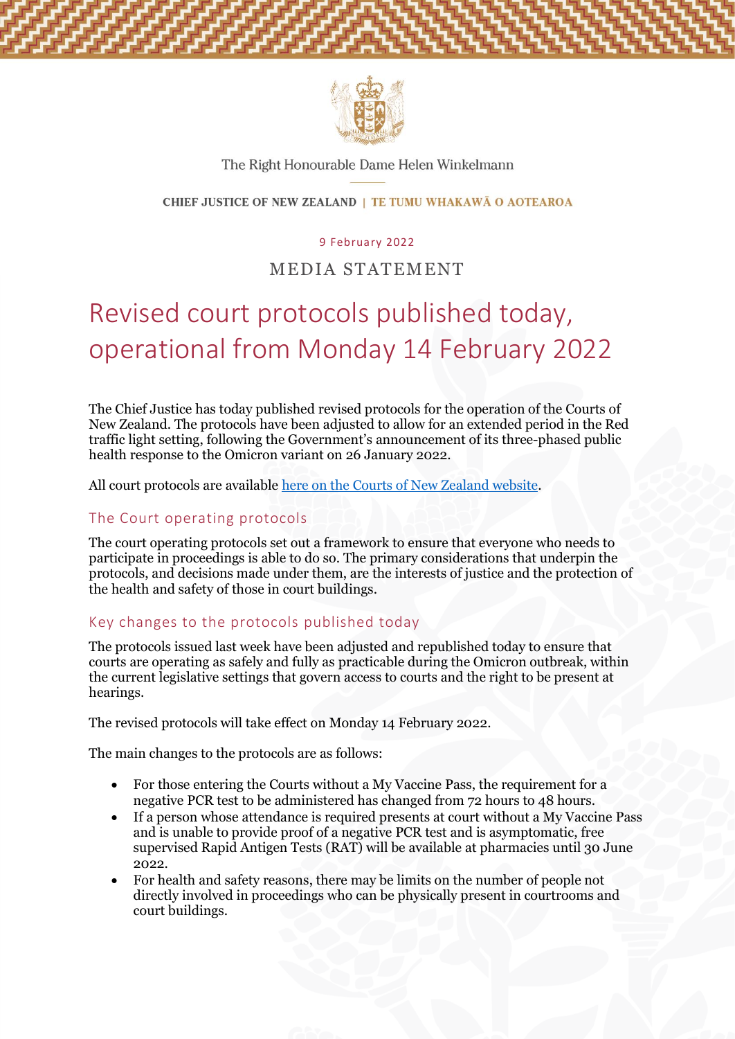The Right Honourable Dame Helen Winkelmann

CHIEF JUSTICE OF NEW ZEALAND | TE TUMU WHAKAWĀ O AOTEAROA

9 February 2022

MEDIA STATEMENT

# Revised court protocols published today, operational from Monday 14 February 2022

The Chief Justice has today published revised protocols for the operation of the Courts of New Zealand. The protocols have been adjusted to allow for an extended period in the Red traffic light setting, following the Government's announcement of its three-phased public health response to the Omicron variant on 26 January 2022.

All court protocols are available [here on the Courts of New Zealand website](#).

## The Court operating protocols

The court operating protocols set out a framework to ensure that everyone who needs to participate in proceedings is able to do so. The primary considerations that underpin the protocols, and decisions made under them, are the interests of justice and the protection of the health and safety of those in court buildings.

## Key changes to the protocols published today

The protocols issued last week have been adjusted and republished today to ensure that courts are operating as safely and fully as practicable during the Omicron outbreak, within the current legislative settings that govern access to courts and the right to be present at hearings.

The revised protocols will take effect on Monday 14 February 2022.

The main changes to the protocols are as follows:

- For those entering the Courts without a My Vaccine Pass, the requirement for a negative PCR test to be administered has changed from 72 hours to 48 hours.
- If a person whose attendance is required presents at court without a My Vaccine Pass and is unable to provide proof of a negative PCR test and is asymptomatic, free supervised Rapid Antigen Tests (RAT) will be available at pharmacies until 30 June 2022.
- For health and safety reasons, there may be limits on the number of people not directly involved in proceedings who can be physically present in courtrooms and court buildings.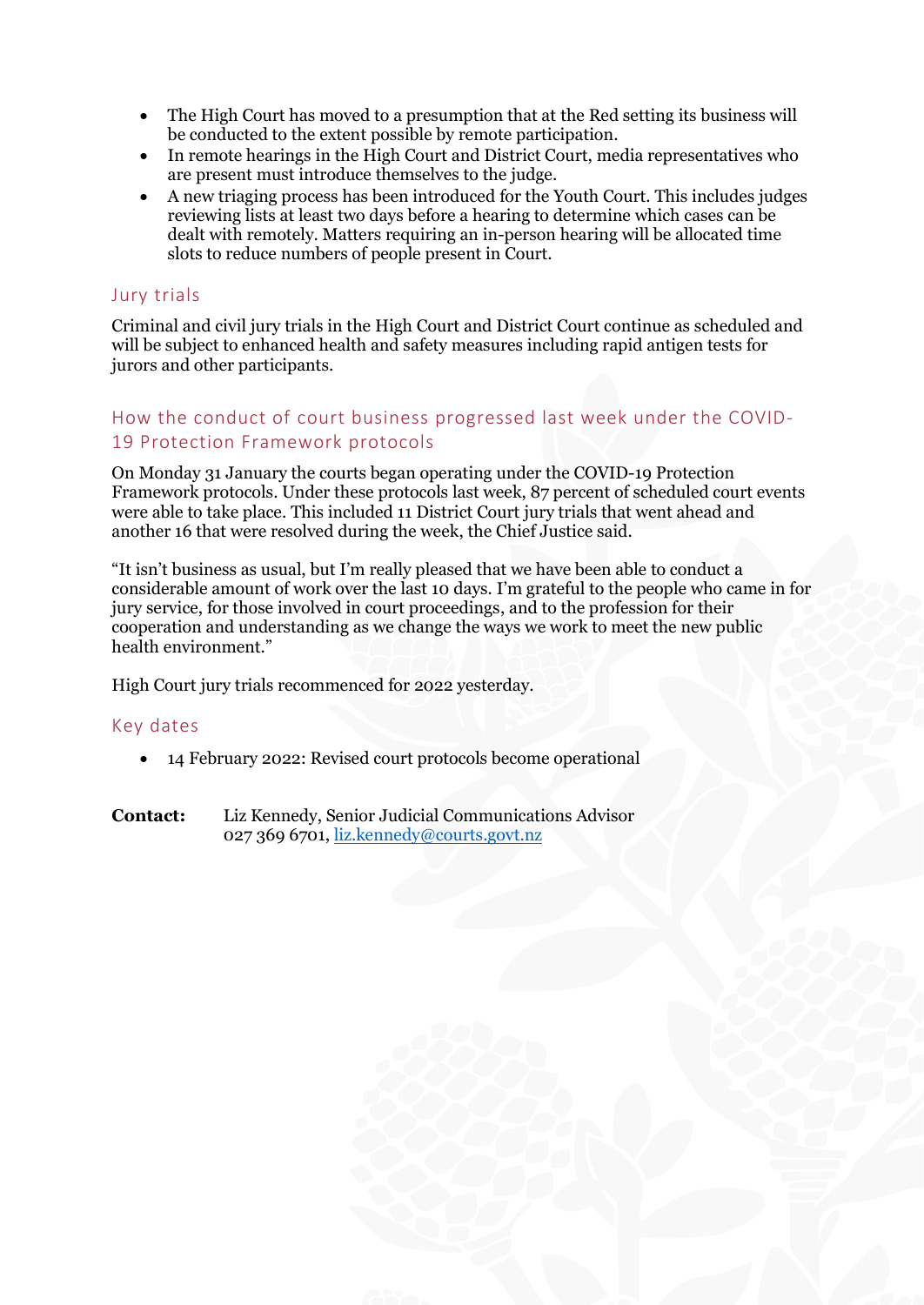- The High Court has moved to a presumption that at the Red setting its business will be conducted to the extent possible by remote participation.
- In remote hearings in the High Court and District Court, media representatives who are present must introduce themselves to the judge.
- A new triaging process has been introduced for the Youth Court. This includes judges reviewing lists at least two days before a hearing to determine which cases can be dealt with remotely. Matters requiring an in-person hearing will be allocated time slots to reduce numbers of people present in Court.

## Jury trials

Criminal and civil jury trials in the High Court and District Court continue as scheduled and will be subject to enhanced health and safety measures including rapid antigen tests for jurors and other participants.

## How the conduct of court business progressed last week under the COVID-19 Protection Framework protocols

On Monday 31 January the courts began operating under the COVID-19 Protection Framework protocols. Under these protocols last week, 87 percent of scheduled court events were able to take place. This included 11 District Court jury trials that went ahead and another 16 that were resolved during the week, the Chief Justice said.

"It isn't business as usual, but I'm really pleased that we have been able to conduct a considerable amount of work over the last 10 days. I'm grateful to the people who came in for jury service, for those involved in court proceedings, and to the profession for their cooperation and understanding as we change the ways we work to meet the new public health environment."

High Court jury trials recommenced for 2022 yesterday.

## Key dates

- 14 February 2022: Revised court protocols become operational

**Contact:** Liz Kennedy, Senior Judicial Communications Advisor
027 369 6701, liz.kennedy@courts.govt.nz